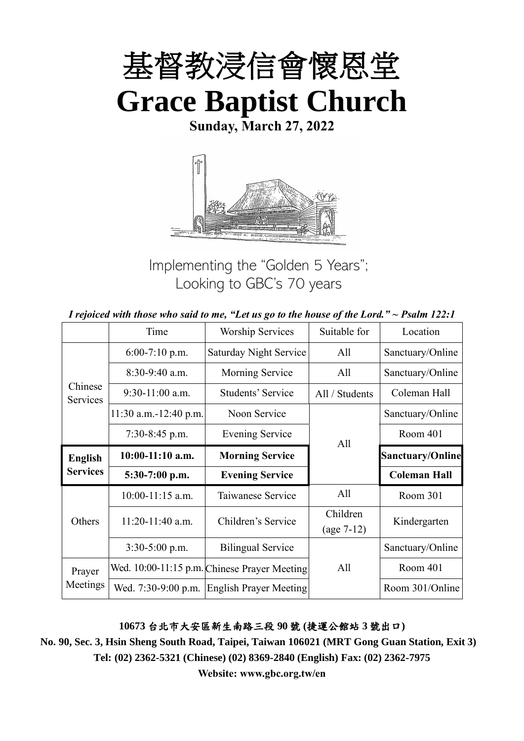# 基督教浸信會懷恩堂

# Grace Baptist Church

**Sunday, March 27, 2022**

Implementing the "Golden 5 Years";
Looking to GBC's 70 years

*I rejoiced with those who said to me, "Let us go to the house of the Lord." ~ Psalm 122:1*

| | Time | Worship Services | Suitable for | Location |
|---|---|---|---|---|
| Chinese Services | 6:00-7:10 p.m. | Saturday Night Service | All | Sanctuary/Online |
| | 8:30-9:40 a.m. | Morning Service | All | Sanctuary/Online |
| | 9:30-11:00 a.m. | Students' Service | All / Students | Coleman Hall |
| | 11:30 a.m.-12:40 p.m. | Noon Service | All | Sanctuary/Online |
| | 7:30-8:45 p.m. | Evening Service | | Room 401 |
| **English Services** | **10:00-11:10 a.m.** | **Morning Service** | | **Sanctuary/Online** |
| | **5:30-7:00 p.m.** | **Evening Service** | | **Coleman Hall** |
| Others | 10:00-11:15 a.m. | Taiwanese Service | All | Room 301 |
| | 11:20-11:40 a.m. | Children's Service | Children (age 7-12) | Kindergarten |
| | 3:30-5:00 p.m. | Bilingual Service | All | Sanctuary/Online |
| Prayer Meetings | Wed. 10:00-11:15 p.m. | Chinese Prayer Meeting | | Room 401 |
| | Wed. 7:30-9:00 p.m. | English Prayer Meeting | | Room 301/Online |

**10673 台北市大安區新生南路三段 90 號 (捷運公館站 3 號出口)**

**No. 90, Sec. 3, Hsin Sheng South Road, Taipei, Taiwan 106021 (MRT Gong Guan Station, Exit 3)**

**Tel: (02) 2362-5321 (Chinese) (02) 8369-2840 (English) Fax: (02) 2362-7975**

**Website: www.gbc.org.tw/en**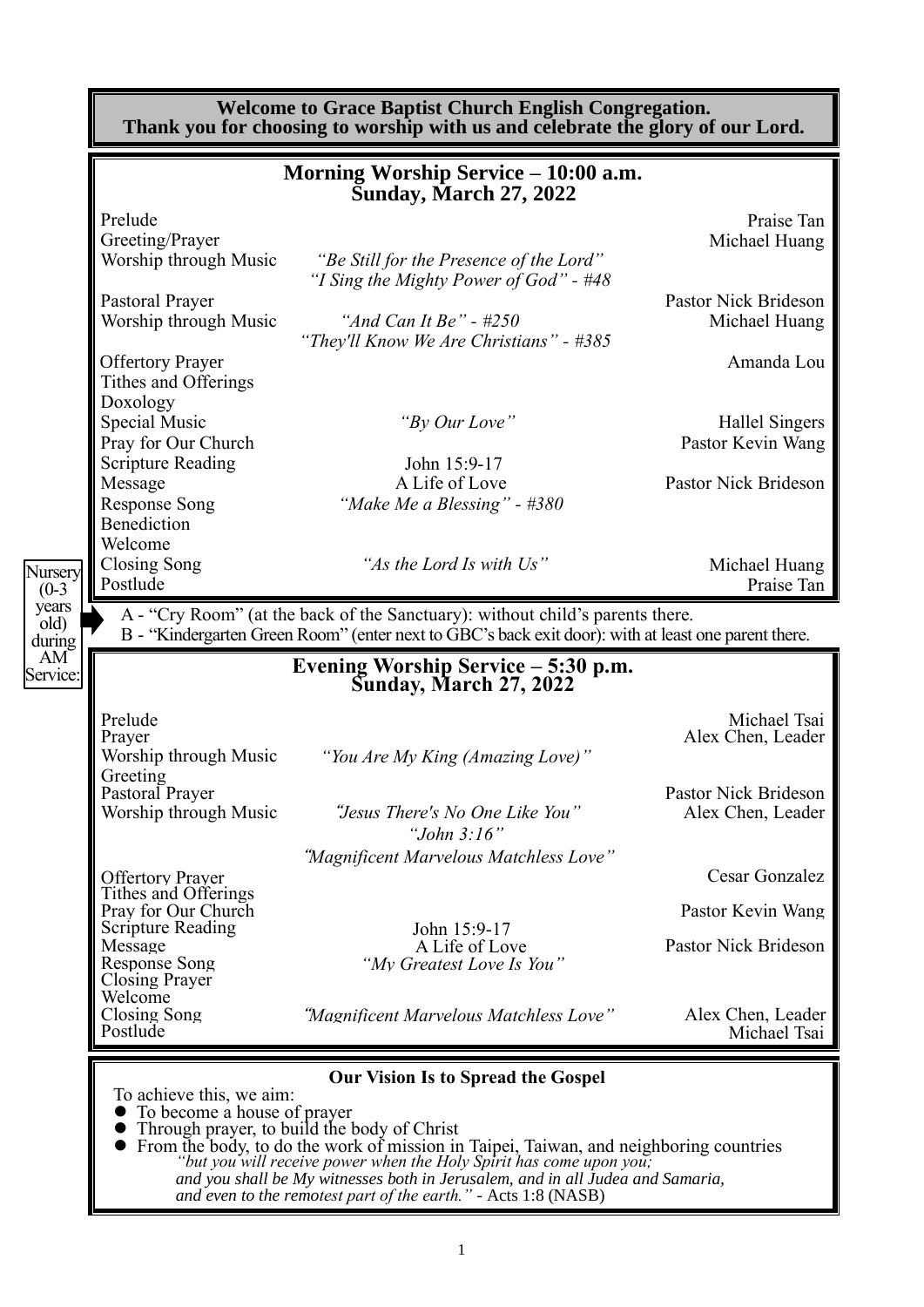**Welcome to Grace Baptist Church English Congregation.**
**Thank you for choosing to worship with us and celebrate the glory of our Lord.**

## Morning Worship Service – 10:00 a.m.
## Sunday, March 27, 2022

| | | |
|---|---|---|
| Prelude | | Praise Tan |
| Greeting/Prayer | | Michael Huang |
| Worship through Music | *"Be Still for the Presence of the Lord"* *"I Sing the Mighty Power of God" - #48* | |
| Pastoral Prayer | | Pastor Nick Brideson |
| Worship through Music | *"And Can It Be" - #250* *"They'll Know We Are Christians" - #385* | Michael Huang |
| Offertory Prayer | | Amanda Lou |
| Tithes and Offerings | | |
| Doxology | | |
| Special Music | *"By Our Love"* | Hallel Singers |
| Pray for Our Church | | Pastor Kevin Wang |
| Scripture Reading | John 15:9-17 | |
| Message | A Life of Love | Pastor Nick Brideson |
| Response Song | *"Make Me a Blessing" - #380* | |
| Benediction | | |
| Welcome | | |
| Closing Song | *"As the Lord Is with Us"* | Michael Huang |
| Postlude | | Praise Tan |

Nursery (0-3 years old) during AM Service:
A - "Cry Room" (at the back of the Sanctuary): without child's parents there.
B - "Kindergarten Green Room" (enter next to GBC's back exit door): with at least one parent there.

## Evening Worship Service – 5:30 p.m.
## Sunday, March 27, 2022

| | | |
|---|---|---|
| Prelude | | Michael Tsai |
| Prayer | | Alex Chen, Leader |
| Worship through Music | *"You Are My King (Amazing Love)"* | |
| Greeting | | |
| Pastoral Prayer | | Pastor Nick Brideson |
| Worship through Music | *"Jesus There's No One Like You"* *"John 3:16"* *"Magnificent Marvelous Matchless Love"* | Alex Chen, Leader |
| Offertory Prayer | | Cesar Gonzalez |
| Tithes and Offerings | | |
| Pray for Our Church | | Pastor Kevin Wang |
| Scripture Reading | John 15:9-17 | |
| Message | A Life of Love | Pastor Nick Brideson |
| Response Song | *"My Greatest Love Is You"* | |
| Closing Prayer | | |
| Welcome | | |
| Closing Song | *"Magnificent Marvelous Matchless Love"* | Alex Chen, Leader |
| Postlude | | Michael Tsai |

**Our Vision Is to Spread the Gospel**

To achieve this, we aim:
- To become a house of prayer
- Through prayer, to build the body of Christ
- From the body, to do the work of mission in Taipei, Taiwan, and neighboring countries

*"but you will receive power when the Holy Spirit has come upon you; and you shall be My witnesses both in Jerusalem, and in all Judea and Samaria, and even to the remotest part of the earth."* - Acts 1:8 (NASB)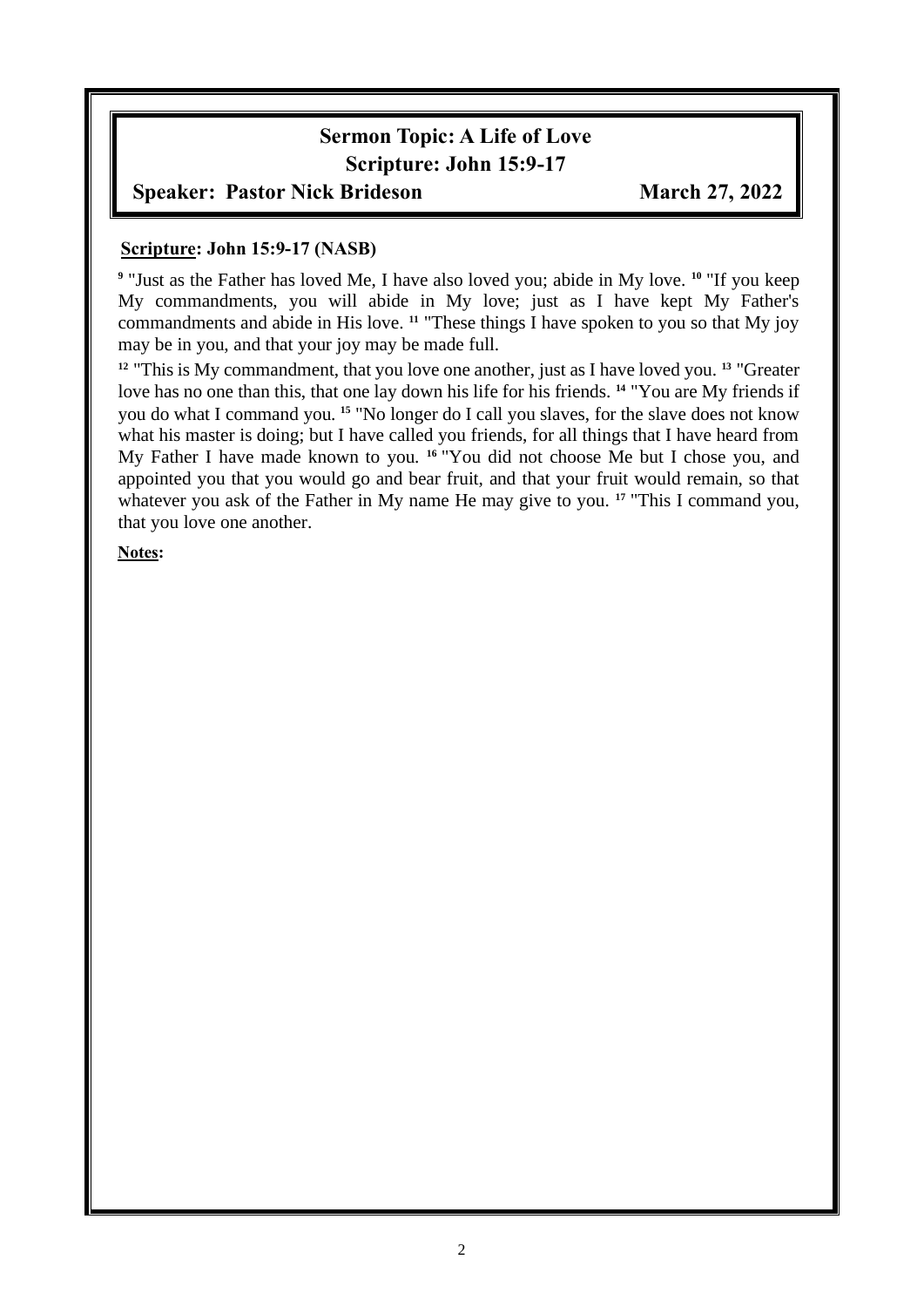**Sermon Topic: A Life of Love**

**Scripture: John 15:9-17**

**Speaker: Pastor Nick Brideson** **March 27, 2022**

**Scripture: John 15:9-17 (NASB)**

[9] "Just as the Father has loved Me, I have also loved you; abide in My love. [10] "If you keep My commandments, you will abide in My love; just as I have kept My Father's commandments and abide in His love. [11] "These things I have spoken to you so that My joy may be in you, and that your joy may be made full.

[12] "This is My commandment, that you love one another, just as I have loved you. [13] "Greater love has no one than this, that one lay down his life for his friends. [14] "You are My friends if you do what I command you. [15] "No longer do I call you slaves, for the slave does not know what his master is doing; but I have called you friends, for all things that I have heard from My Father I have made known to you. [16] "You did not choose Me but I chose you, and appointed you that you would go and bear fruit, and that your fruit would remain, so that whatever you ask of the Father in My name He may give to you. [17] "This I command you, that you love one another.

**Notes:**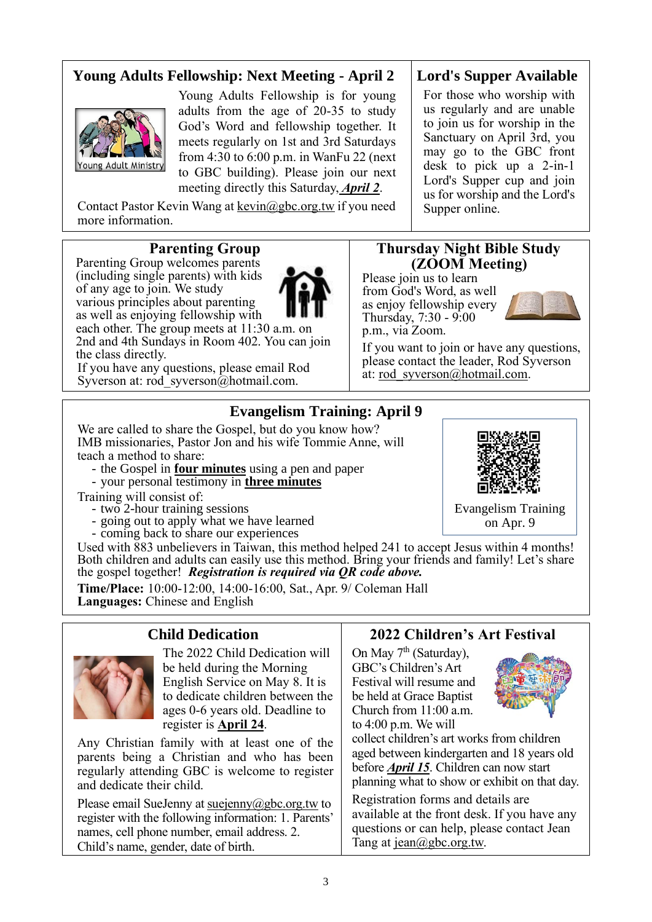## Young Adults Fellowship: Next Meeting - April 2

Young Adults Fellowship is for young adults from the age of 20-35 to study God's Word and fellowship together. It meets regularly on 1st and 3rd Saturdays from 4:30 to 6:00 p.m. in WanFu 22 (next to GBC building). Please join our next meeting directly this Saturday, ***April 2***.

Contact Pastor Kevin Wang at kevin@gbc.org.tw if you need more information.

## Lord's Supper Available

For those who worship with us regularly and are unable to join us for worship in the Sanctuary on April 3rd, you may go to the GBC front desk to pick up a 2-in-1 Lord's Supper cup and join us for worship and the Lord's Supper online.

## Parenting Group

Parenting Group welcomes parents (including single parents) with kids of any age to join. We study various principles about parenting as well as enjoying fellowship with each other. The group meets at 11:30 a.m. on 2nd and 4th Sundays in Room 402. You can join the class directly.

If you have any questions, please email Rod Syverson at: rod_syverson@hotmail.com.

## Thursday Night Bible Study (ZOOM Meeting)

Please join us to learn from God's Word, as well as enjoy fellowship every Thursday, 7:30 - 9:00 p.m., via Zoom.

If you want to join or have any questions, please contact the leader, Rod Syverson at: rod_syverson@hotmail.com.

## Evangelism Training: April 9

We are called to share the Gospel, but do you know how? IMB missionaries, Pastor Jon and his wife Tommie Anne, will teach a method to share:

- the Gospel in **four minutes** using a pen and paper
- your personal testimony in **three minutes**

Training will consist of:

- two 2-hour training sessions
- going out to apply what we have learned
- coming back to share our experiences

Evangelism Training on Apr. 9

Used with 883 unbelievers in Taiwan, this method helped 241 to accept Jesus within 4 months! Both children and adults can easily use this method. Bring your friends and family! Let's share the gospel together! ***Registration is required via QR code above.***

**Time/Place:** 10:00-12:00, 14:00-16:00, Sat., Apr. 9/ Coleman Hall
**Languages:** Chinese and English

## Child Dedication

The 2022 Child Dedication will be held during the Morning English Service on May 8. It is to dedicate children between the ages 0-6 years old. Deadline to register is **April 24**.

Any Christian family with at least one of the parents being a Christian and who has been regularly attending GBC is welcome to register and dedicate their child.

Please email SueJenny at suejenny@gbc.org.tw to register with the following information: 1. Parents' names, cell phone number, email address. 2. Child's name, gender, date of birth.

## 2022 Children's Art Festival

On May 7th (Saturday), GBC's Children's Art Festival will resume and be held at Grace Baptist Church from 11:00 a.m. to 4:00 p.m. We will collect children's art works from children aged between kindergarten and 18 years old before ***April 15***. Children can now start planning what to show or exhibit on that day.

Registration forms and details are available at the front desk. If you have any questions or can help, please contact Jean Tang at jean@gbc.org.tw.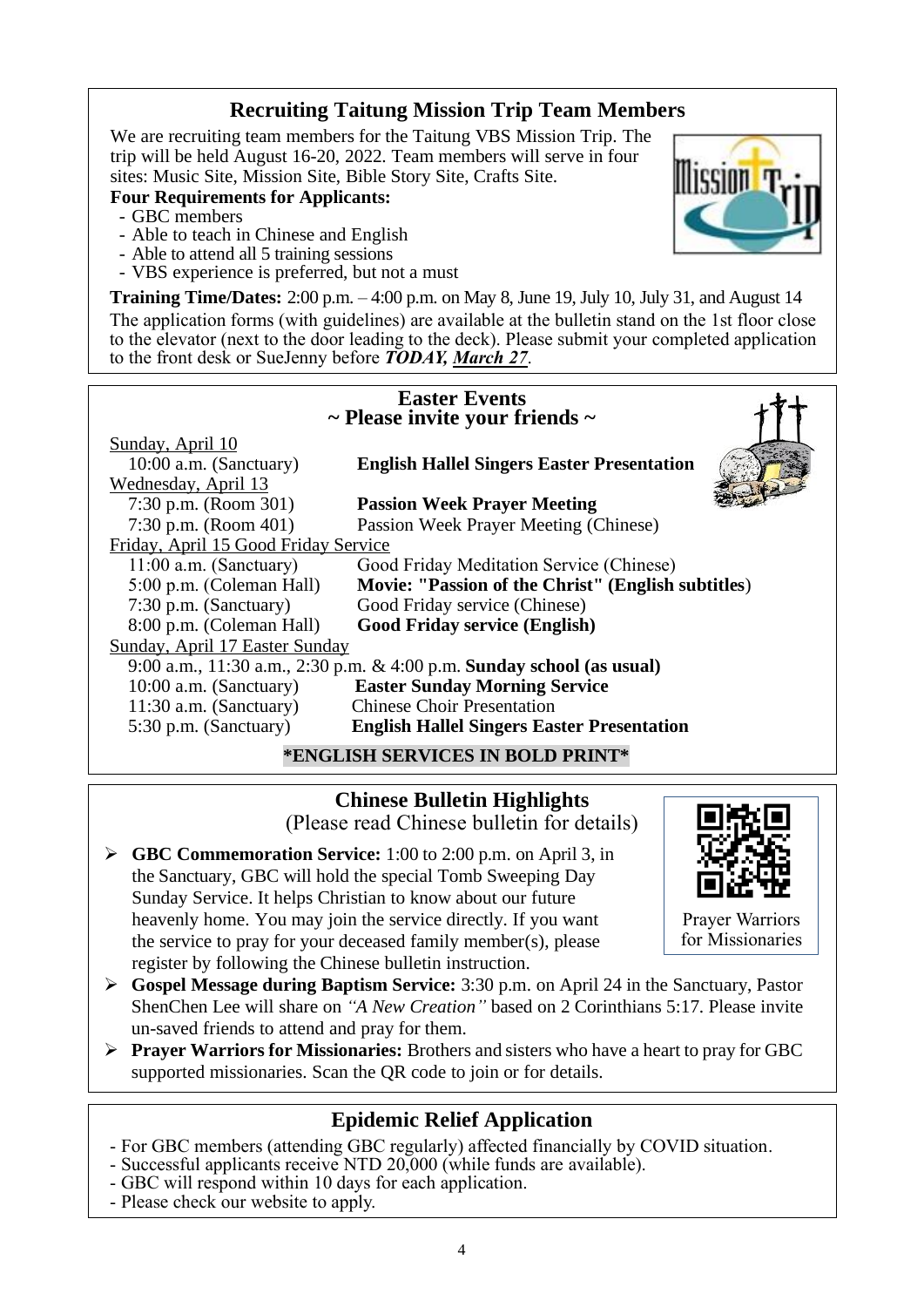## Recruiting Taitung Mission Trip Team Members

We are recruiting team members for the Taitung VBS Mission Trip. The trip will be held August 16-20, 2022. Team members will serve in four sites: Music Site, Mission Site, Bible Story Site, Crafts Site.

**Four Requirements for Applicants:**

- GBC members
- Able to teach in Chinese and English
- Able to attend all 5 training sessions
- VBS experience is preferred, but not a must

**Training Time/Dates:** 2:00 p.m. – 4:00 p.m. on May 8, June 19, July 10, July 31, and August 14

The application forms (with guidelines) are available at the bulletin stand on the 1st floor close to the elevator (next to the door leading to the deck). Please submit your completed application to the front desk or SueJenny before ***TODAY, March 27***.

## Easter Events
### ~ Please invite your friends ~

Sunday, April 10

| | |
|---|---|
| 10:00 a.m. (Sanctuary) | **English Hallel Singers Easter Presentation** |

Wednesday, April 13

| | |
|---|---|
| 7:30 p.m. (Room 301) | **Passion Week Prayer Meeting** |
| 7:30 p.m. (Room 401) | Passion Week Prayer Meeting (Chinese) |

Friday, April 15 Good Friday Service

| | |
|---|---|
| 11:00 a.m. (Sanctuary) | Good Friday Meditation Service (Chinese) |
| 5:00 p.m. (Coleman Hall) | **Movie: "Passion of the Christ" (English subtitles)** |
| 7:30 p.m. (Sanctuary) | Good Friday service (Chinese) |
| 8:00 p.m. (Coleman Hall) | **Good Friday service (English)** |

Sunday, April 17 Easter Sunday

9:00 a.m., 11:30 a.m., 2:30 p.m. & 4:00 p.m. **Sunday school (as usual)**

| | |
|---|---|
| 10:00 a.m. (Sanctuary) | **Easter Sunday Morning Service** |
| 11:30 a.m. (Sanctuary) | Chinese Choir Presentation |
| 5:30 p.m. (Sanctuary) | **English Hallel Singers Easter Presentation** |

**\*ENGLISH SERVICES IN BOLD PRINT\***

## Chinese Bulletin Highlights
(Please read Chinese bulletin for details)

- **GBC Commemoration Service:** 1:00 to 2:00 p.m. on April 3, in the Sanctuary, GBC will hold the special Tomb Sweeping Day Sunday Service. It helps Christian to know about our future heavenly home. You may join the service directly. If you want the service to pray for your deceased family member(s), please register by following the Chinese bulletin instruction.
- **Gospel Message during Baptism Service:** 3:30 p.m. on April 24 in the Sanctuary, Pastor ShenChen Lee will share on *"A New Creation"* based on 2 Corinthians 5:17. Please invite un-saved friends to attend and pray for them.
- **Prayer Warriors for Missionaries:** Brothers and sisters who have a heart to pray for GBC supported missionaries. Scan the QR code to join or for details.

Prayer Warriors for Missionaries

## Epidemic Relief Application

- For GBC members (attending GBC regularly) affected financially by COVID situation.
- Successful applicants receive NTD 20,000 (while funds are available).
- GBC will respond within 10 days for each application.
- Please check our website to apply.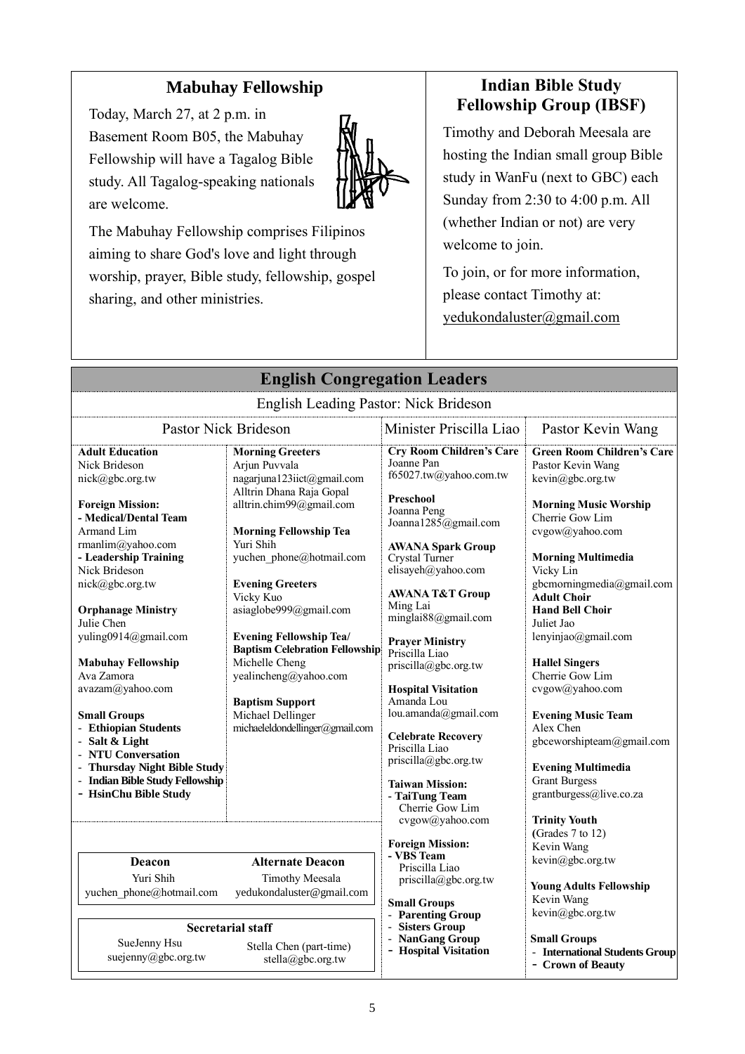## Mabuhay Fellowship

Today, March 27, at 2 p.m. in Basement Room B05, the Mabuhay Fellowship will have a Tagalog Bible study. All Tagalog-speaking nationals are welcome.

The Mabuhay Fellowship comprises Filipinos aiming to share God's love and light through worship, prayer, Bible study, fellowship, gospel sharing, and other ministries.

## Indian Bible Study Fellowship Group (IBSF)

Timothy and Deborah Meesala are hosting the Indian small group Bible study in WanFu (next to GBC) each Sunday from 2:30 to 4:00 p.m. All (whether Indian or not) are very welcome to join.

To join, or for more information, please contact Timothy at: yedukondaluster@gmail.com

## English Congregation Leaders

English Leading Pastor: Nick Brideson

### Pastor Nick Brideson

**Adult Education**
Nick Brideson
nick@gbc.org.tw

**Foreign Mission:**
**- Medical/Dental Team**
Armand Lim
rmanlim@yahoo.com
**- Leadership Training**
Nick Brideson
nick@gbc.org.tw

**Orphanage Ministry**
Julie Chen
yuling0914@gmail.com

**Mabuhay Fellowship**
Ava Zamora
avazam@yahoo.com

**Small Groups**
- **Ethiopian Students**
- **Salt & Light**
- **NTU Conversation**
- **Thursday Night Bible Study**
- **Indian Bible Study Fellowship**
- **HsinChu Bible Study**

**Morning Greeters**
Arjun Puvvala
nagarjuna123iict@gmail.com
Alltrin Dhana Raja Gopal
alltrin.chim99@gmail.com

**Morning Fellowship Tea**
Yuri Shih
yuchen_phone@hotmail.com

**Evening Greeters**
Vicky Kuo
asiaglobe999@gmail.com

**Evening Fellowship Tea/ Baptism Celebration Fellowship**
Michelle Cheng
yealincheng@yahoo.com

**Baptism Support**
Michael Dellinger
michaeleldondellinger@gmail.com

| Deacon | Alternate Deacon |
|---|---|
| Yuri Shih<br>yuchen_phone@hotmail.com | Timothy Meesala<br>yedukondaluster@gmail.com |

**Secretarial staff**

| | |
|---|---|
| SueJenny Hsu<br>suejenny@gbc.org.tw | Stella Chen (part-time)<br>stella@gbc.org.tw |

### Minister Priscilla Liao

**Cry Room Children's Care**
Joanne Pan
f65027.tw@yahoo.com.tw

**Preschool**
Joanna Peng
Joanna1285@gmail.com

**AWANA Spark Group**
Crystal Turner
elisayeh@yahoo.com

**AWANA T&T Group**
Ming Lai
minglai88@gmail.com

**Prayer Ministry**
Priscilla Liao
priscilla@gbc.org.tw

**Hospital Visitation**
Amanda Lou
lou.amanda@gmail.com

**Celebrate Recovery**
Priscilla Liao
priscilla@gbc.org.tw

**Taiwan Mission:**
**- TaiTung Team**
Cherrie Gow Lim
cvgow@yahoo.com

**Foreign Mission:**
**- VBS Team**
Priscilla Liao
priscilla@gbc.org.tw

**Small Groups**
- **Parenting Group**
- **Sisters Group**
- **NanGang Group**
- **Hospital Visitation**

### Pastor Kevin Wang

**Green Room Children's Care**
Pastor Kevin Wang
kevin@gbc.org.tw

**Morning Music Worship**
Cherrie Gow Lim
cvgow@yahoo.com

**Morning Multimedia**
Vicky Lin
gbcmorningmedia@gmail.com
**Adult Choir**
**Hand Bell Choir**
Juliet Jao
lenyinjao@gmail.com

**Hallel Singers**
Cherrie Gow Lim
cvgow@yahoo.com

**Evening Music Team**
Alex Chen
gbceworshipteam@gmail.com

**Evening Multimedia**
Grant Burgess
grantburgess@live.co.za

**Trinity Youth**
(Grades 7 to 12)
Kevin Wang
kevin@gbc.org.tw

**Young Adults Fellowship**
Kevin Wang
kevin@gbc.org.tw

**Small Groups**
- **International Students Group**
- **Crown of Beauty**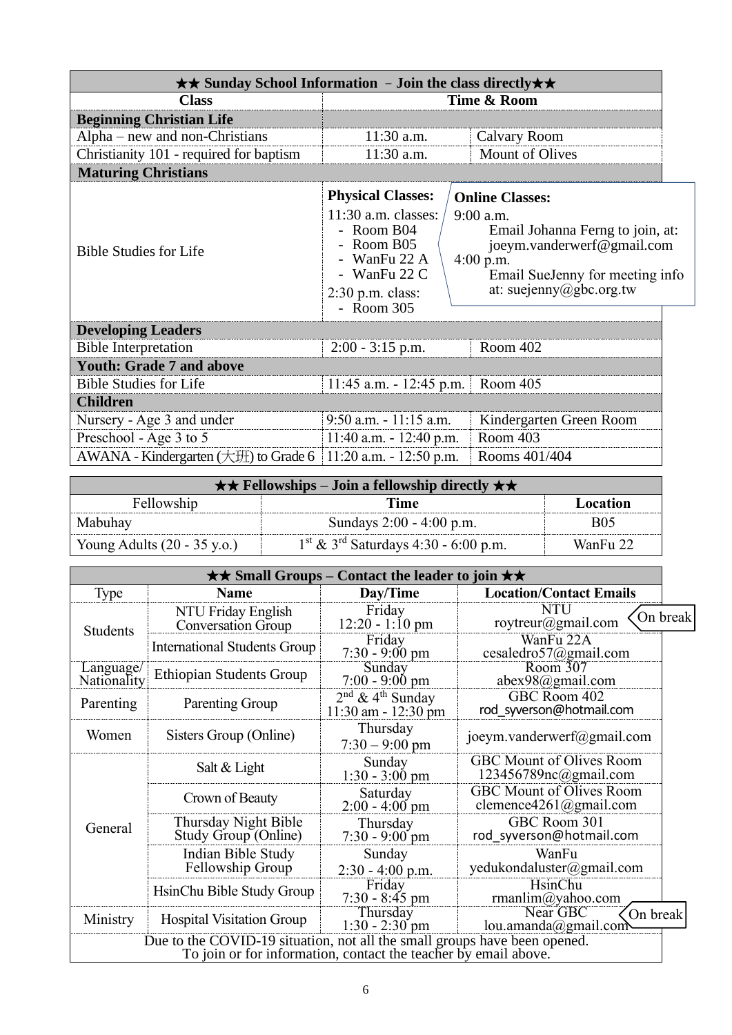| ★★ Sunday School Information – Join the class directly★★ | | |
|---|---|---|
| **Class** | **Time & Room** | |
| **Beginning Christian Life** | | |
| Alpha – new and non-Christians | 11:30 a.m. | Calvary Room |
| Christianity 101 - required for baptism | 11:30 a.m. | Mount of Olives |
| **Maturing Christians** | | |
| Bible Studies for Life | **Physical Classes:** 11:30 a.m. classes: - Room B04 - Room B05 - WanFu 22 A - WanFu 22 C 2:30 p.m. class: - Room 305 | **Online Classes:** 9:00 a.m. Email Johanna Ferng to join, at: joeym.vanderwerf@gmail.com 4:00 p.m. Email SueJenny for meeting info at: suejenny@gbc.org.tw |
| **Developing Leaders** | | |
| Bible Interpretation | 2:00 - 3:15 p.m. | Room 402 |
| **Youth: Grade 7 and above** | | |
| Bible Studies for Life | 11:45 a.m. - 12:45 p.m. | Room 405 |
| **Children** | | |
| Nursery - Age 3 and under | 9:50 a.m. - 11:15 a.m. | Kindergarten Green Room |
| Preschool - Age 3 to 5 | 11:40 a.m. - 12:40 p.m. | Room 403 |
| AWANA - Kindergarten (大班) to Grade 6 | 11:20 a.m. - 12:50 p.m. | Rooms 401/404 |

| ★★ Fellowships – Join a fellowship directly ★★ | | |
|---|---|---|
| Fellowship | **Time** | **Location** |
| Mabuhay | Sundays 2:00 - 4:00 p.m. | B05 |
| Young Adults (20 - 35 y.o.) | 1st & 3rd Saturdays 4:30 - 6:00 p.m. | WanFu 22 |

| ★★ Small Groups – Contact the leader to join ★★ | | | |
|---|---|---|---|
| Type | **Name** | **Day/Time** | **Location/Contact Emails** |
| Students | NTU Friday English Conversation Group | Friday 12:20 - 1:10 pm | NTU roytreur@gmail.com (On break) |
| | International Students Group | Friday 7:30 - 9:00 pm | WanFu 22A cesaledro57@gmail.com |
| Language/ Nationality | Ethiopian Students Group | Sunday 7:00 - 9:00 pm | Room 307 abex98@gmail.com |
| Parenting | Parenting Group | 2nd & 4th Sunday 11:30 am - 12:30 pm | GBC Room 402 rod_syverson@hotmail.com |
| Women | Sisters Group (Online) | Thursday 7:30 – 9:00 pm | joeym.vanderwerf@gmail.com |
| General | Salt & Light | Sunday 1:30 - 3:00 pm | GBC Mount of Olives Room 123456789nc@gmail.com |
| | Crown of Beauty | Saturday 2:00 - 4:00 pm | GBC Mount of Olives Room clemence4261@gmail.com |
| | Thursday Night Bible Study Group (Online) | Thursday 7:30 - 9:00 pm | GBC Room 301 rod_syverson@hotmail.com |
| | Indian Bible Study Fellowship Group | Sunday 2:30 - 4:00 p.m. | WanFu yedukondaluster@gmail.com |
| | HsinChu Bible Study Group | Friday 7:30 - 8:45 pm | HsinChu rmanlim@yahoo.com |
| Ministry | Hospital Visitation Group | Thursday 1:30 - 2:30 pm | Near GBC lou.amanda@gmail.com (On break) |
| Due to the COVID-19 situation, not all the small groups have been opened. To join or for information, contact the teacher by email above. | | | |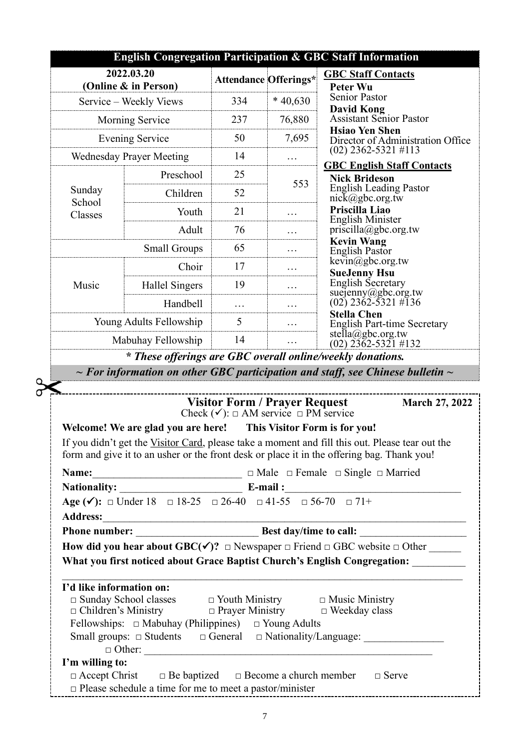## English Congregation Participation & GBC Staff Information

| 2022.03.20 (Online & in Person) | | Attendance | Offerings* |
|---|---|---|---|
| Service – Weekly Views | | 334 | * 40,630 |
| Morning Service | | 237 | 76,880 |
| Evening Service | | 50 | 7,695 |
| Wednesday Prayer Meeting | | 14 | … |
| Sunday School Classes | Preschool | 25 | 553 |
| | Children | 52 | |
| | Youth | 21 | … |
| | Adult | 76 | … |
| Small Groups | | 65 | … |
| Music | Choir | 17 | … |
| | Hallel Singers | 19 | … |
| | Handbell | … | … |
| Young Adults Fellowship | | 5 | … |
| Mabuhay Fellowship | | 14 | … |

**GBC Staff Contacts**

**Peter Wu**
Senior Pastor

**David Kong**
Assistant Senior Pastor

**Hsiao Yen Shen**
Director of Administration Office
(02) 2362-5321 #113

**GBC English Staff Contacts**

**Nick Brideson**
English Leading Pastor
nick@gbc.org.tw

**Priscilla Liao**
English Minister
priscilla@gbc.org.tw

**Kevin Wang**
English Pastor
kevin@gbc.org.tw

**SueJenny Hsu**
English Secretary
suejenny@gbc.org.tw
(02) 2362-5321 #136

**Stella Chen**
English Part-time Secretary
stella@gbc.org.tw
(02) 2362-5321 #132

***These offerings are GBC overall online/weekly donations.**

***~ For information on other GBC participation and staff, see Chinese bulletin ~***

---

### Visitor Form / Prayer Request

**March 27, 2022**

Check (✓): □ AM service □ PM service

**Welcome! We are glad you are here! This Visitor Form is for you!**

If you didn't get the Visitor Card, please take a moment and fill this out. Please tear out the form and give it to an usher or the front desk or place it in the offering bag. Thank you!

**Name:**____________________________ □ Male □ Female □ Single □ Married

**Nationality:** _______________________ **E-mail :**________________________________

**Age (✓):** □ Under 18 □ 18-25 □ 26-40 □ 41-55 □ 56-70 □ 71+

**Address:**____________________________________________________________________

**Phone number:** _______________________ **Best day/time to call:** ___________________

**How did you hear about GBC(✓)?** □ Newspaper □ Friend □ GBC website □ Other ______

**What you first noticed about Grace Baptist Church's English Congregation:** __________

______________________________________________________________________________

**I'd like information on:**

□ Sunday School classes □ Youth Ministry □ Music Ministry
□ Children's Ministry □ Prayer Ministry □ Weekday class

Fellowships: □ Mabuhay (Philippines) □ Young Adults

Small groups: □ Students □ General □ Nationality/Language: _______________
□ Other: ________________________________________________________

**I'm willing to:**

□ Accept Christ □ Be baptized □ Become a church member □ Serve
□ Please schedule a time for me to meet a pastor/minister